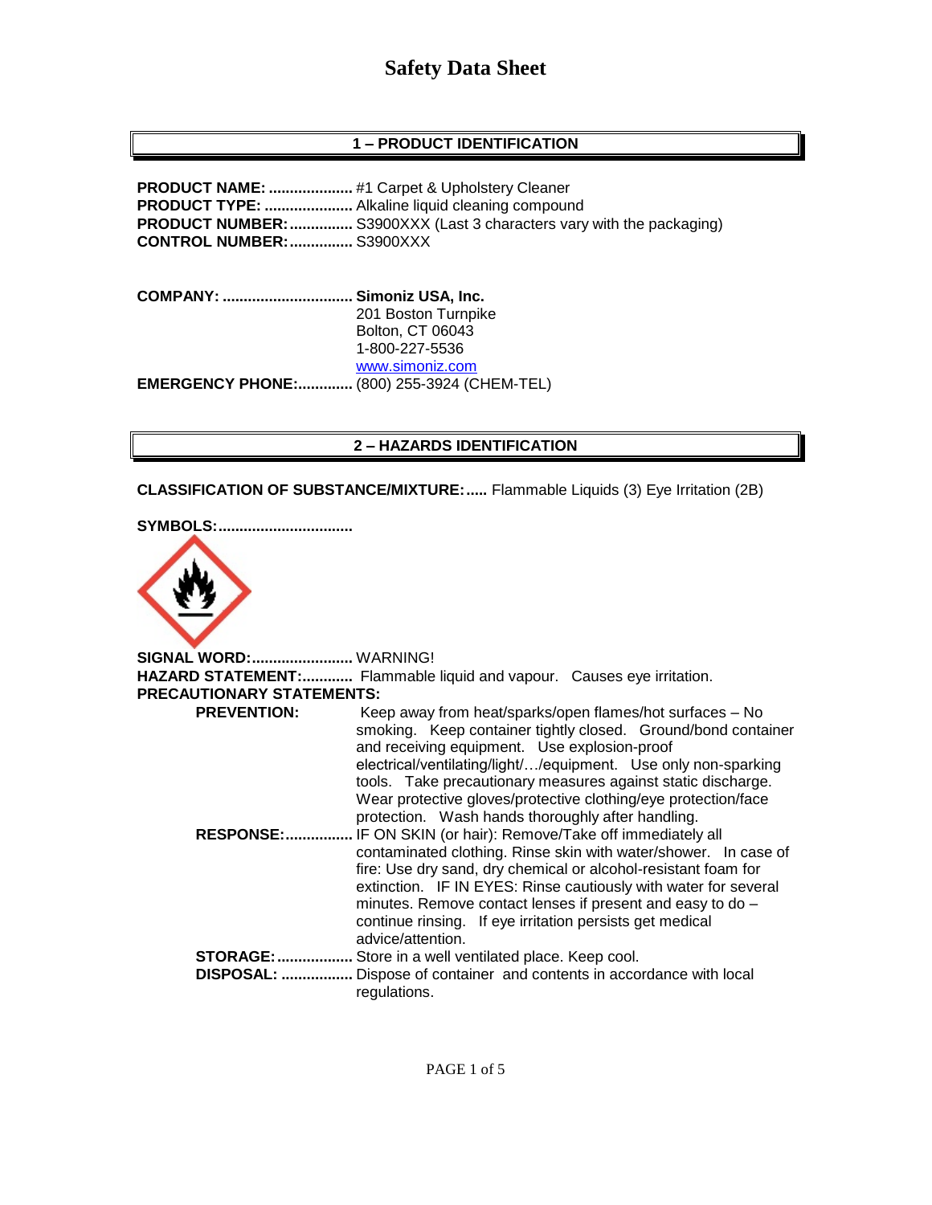# Safety Data Sheet

## 1 – PRODUCT IDENTIFICATION

**PRODUCT NAME:** .................... #1 Carpet & Upholstery Cleaner
**PRODUCT TYPE:** ..................... Alkaline liquid cleaning compound
**PRODUCT NUMBER:** ............... S3900XXX (Last 3 characters vary with the packaging)
**CONTROL NUMBER:** ............... S3900XXX

**COMPANY:** ............................... **Simoniz USA, Inc.**
201 Boston Turnpike
Bolton, CT 06043
1-800-227-5536
www.simoniz.com
**EMERGENCY PHONE:** ............. (800) 255-3924 (CHEM-TEL)

## 2 – HAZARDS IDENTIFICATION

**CLASSIFICATION OF SUBSTANCE/MIXTURE:** ..... Flammable Liquids (3) Eye Irritation (2B)

**SYMBOLS:** ................................

**SIGNAL WORD:** ........................ WARNING!
**HAZARD STATEMENT:** ............ Flammable liquid and vapour. Causes eye irritation.
**PRECAUTIONARY STATEMENTS:**

**PREVENTION:** Keep away from heat/sparks/open flames/hot surfaces – No smoking. Keep container tightly closed. Ground/bond container and receiving equipment. Use explosion-proof electrical/ventilating/light/…/equipment. Use only non-sparking tools. Take precautionary measures against static discharge. Wear protective gloves/protective clothing/eye protection/face protection. Wash hands thoroughly after handling.

**RESPONSE:** ................ IF ON SKIN (or hair): Remove/Take off immediately all contaminated clothing. Rinse skin with water/shower. In case of fire: Use dry sand, dry chemical or alcohol-resistant foam for extinction. IF IN EYES: Rinse cautiously with water for several minutes. Remove contact lenses if present and easy to do – continue rinsing. If eye irritation persists get medical advice/attention.

**STORAGE:** .................. Store in a well ventilated place. Keep cool.

**DISPOSAL:** ................. Dispose of container and contents in accordance with local regulations.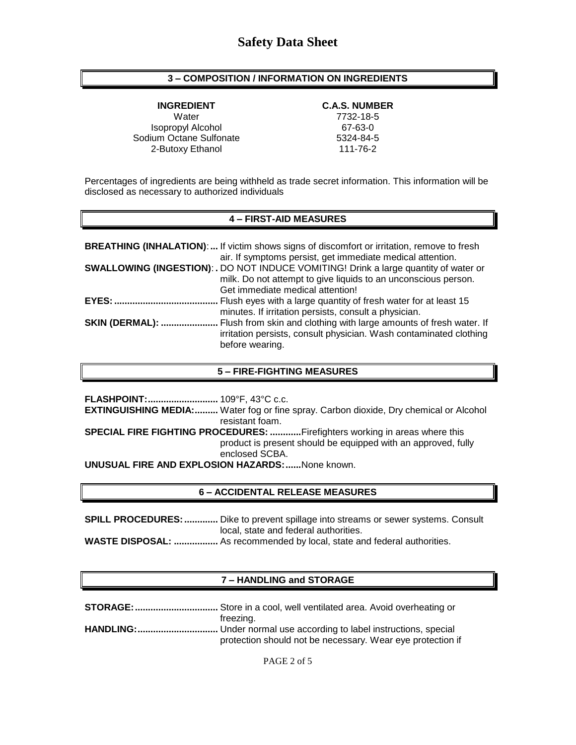## 3 – COMPOSITION / INFORMATION ON INGREDIENTS

| INGREDIENT | C.A.S. NUMBER |
|---|---|
| Water | 7732-18-5 |
| Isopropyl Alcohol | 67-63-0 |
| Sodium Octane Sulfonate | 5324-84-5 |
| 2-Butoxy Ethanol | 111-76-2 |

Percentages of ingredients are being withheld as trade secret information. This information will be disclosed as necessary to authorized individuals

## 4 – FIRST-AID MEASURES

**BREATHING (INHALATION):...** If victim shows signs of discomfort or irritation, remove to fresh air. If symptoms persist, get immediate medical attention.

**SWALLOWING (INGESTION):.** DO NOT INDUCE VOMITING! Drink a large quantity of water or milk. Do not attempt to give liquids to an unconscious person. Get immediate medical attention!

**EYES:........................................** Flush eyes with a large quantity of fresh water for at least 15 minutes. If irritation persists, consult a physician.

**SKIN (DERMAL): ......................** Flush from skin and clothing with large amounts of fresh water. If irritation persists, consult physician. Wash contaminated clothing before wearing.

## 5 – FIRE-FIGHTING MEASURES

**FLASHPOINT:...........................** 109°F, 43°C c.c.

**EXTINGUISHING MEDIA:.........** Water fog or fine spray. Carbon dioxide, Dry chemical or Alcohol resistant foam.

**SPECIAL FIRE FIGHTING PROCEDURES: ............**Firefighters working in areas where this product is present should be equipped with an approved, fully enclosed SCBA.

**UNUSUAL FIRE AND EXPLOSION HAZARDS:......**None known.

## 6 – ACCIDENTAL RELEASE MEASURES

**SPILL PROCEDURES:.............** Dike to prevent spillage into streams or sewer systems. Consult local, state and federal authorities.

**WASTE DISPOSAL: .................** As recommended by local, state and federal authorities.

## 7 – HANDLING and STORAGE

**STORAGE:................................** Store in a cool, well ventilated area. Avoid overheating or freezing.

**HANDLING:...............................** Under normal use according to label instructions, special protection should not be necessary. Wear eye protection if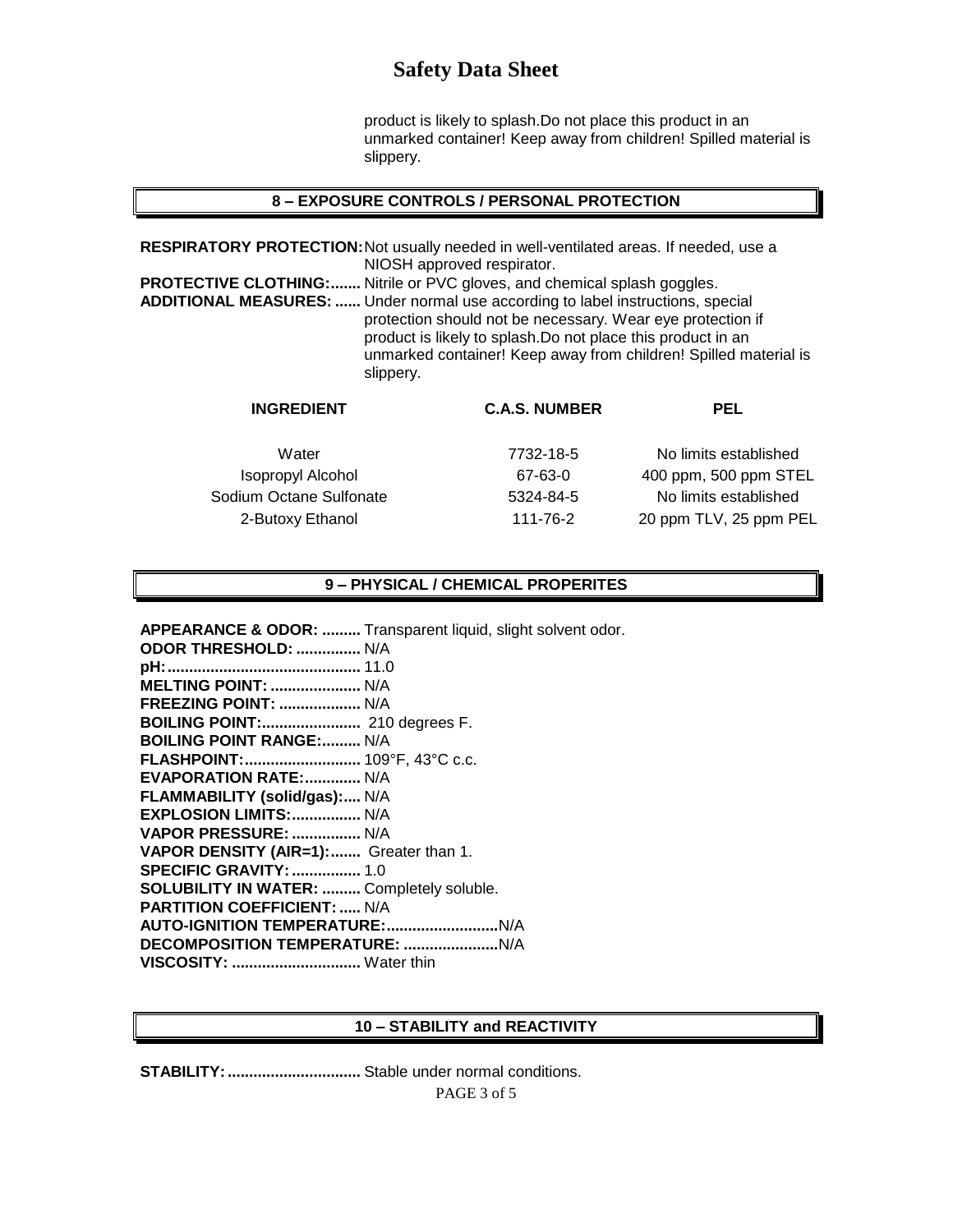product is likely to splash.Do not place this product in an unmarked container! Keep away from children! Spilled material is slippery.

## 8 – EXPOSURE CONTROLS / PERSONAL PROTECTION

**RESPIRATORY PROTECTION:** Not usually needed in well-ventilated areas. If needed, use a NIOSH approved respirator.

**PROTECTIVE CLOTHING:.......** Nitrile or PVC gloves, and chemical splash goggles.

**ADDITIONAL MEASURES: ......** Under normal use according to label instructions, special protection should not be necessary. Wear eye protection if product is likely to splash.Do not place this product in an unmarked container! Keep away from children! Spilled material is slippery.

| INGREDIENT | C.A.S. NUMBER | PEL |
|---|---|---|
| Water | 7732-18-5 | No limits established |
| Isopropyl Alcohol | 67-63-0 | 400 ppm, 500 ppm STEL |
| Sodium Octane Sulfonate | 5324-84-5 | No limits established |
| 2-Butoxy Ethanol | 111-76-2 | 20 ppm TLV, 25 ppm PEL |

## 9 – PHYSICAL / CHEMICAL PROPERITES

**APPEARANCE & ODOR: .........** Transparent liquid, slight solvent odor.
**ODOR THRESHOLD: ...............** N/A
**pH:............................................** 11.0
**MELTING POINT: .....................** N/A
**FREEZING POINT: ...................** N/A
**BOILING POINT:.......................** 210 degrees F.
**BOILING POINT RANGE:.........** N/A
**FLASHPOINT:...........................** 109°F, 43°C c.c.
**EVAPORATION RATE:.............** N/A
**FLAMMABILITY (solid/gas):.....** N/A
**EXPLOSION LIMITS:................** N/A
**VAPOR PRESSURE: ................** N/A
**VAPOR DENSITY (AIR=1):.......** Greater than 1.
**SPECIFIC GRAVITY: ................** 1.0
**SOLUBILITY IN WATER: .........** Completely soluble.
**PARTITION COEFFICIENT: .....** N/A
**AUTO-IGNITION TEMPERATURE:..........................**N/A
**DECOMPOSITION TEMPERATURE: ......................**N/A
**VISCOSITY: ..............................** Water thin

## 10 – STABILITY and REACTIVITY

**STABILITY: ...............................** Stable under normal conditions.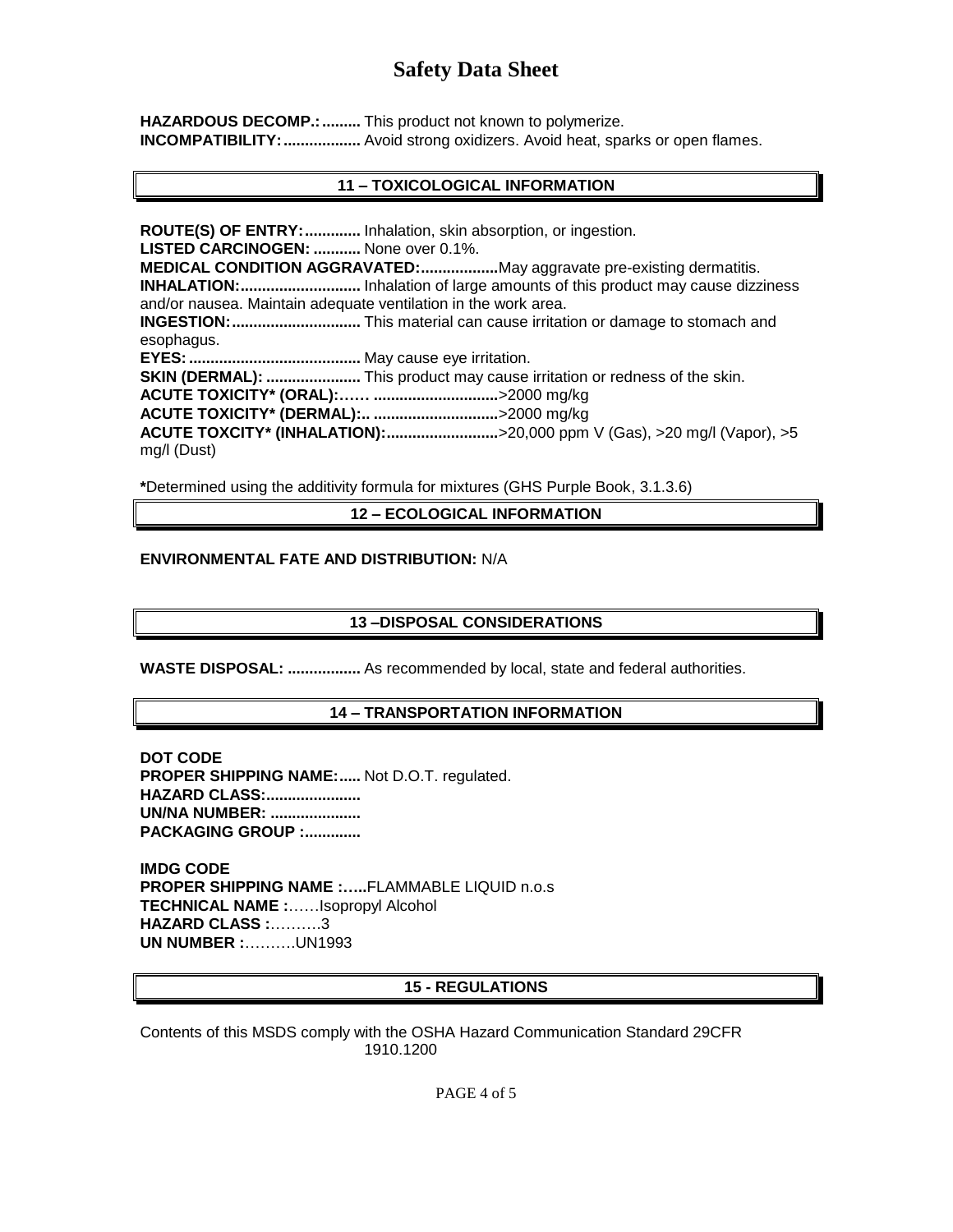**HAZARDOUS DECOMP.:.........** This product not known to polymerize.
**INCOMPATIBILITY:..................** Avoid strong oxidizers. Avoid heat, sparks or open flames.

## 11 – TOXICOLOGICAL INFORMATION

**ROUTE(S) OF ENTRY:.............** Inhalation, skin absorption, or ingestion.
**LISTED CARCINOGEN: ...........** None over 0.1%.
**MEDICAL CONDITION AGGRAVATED:..................**May aggravate pre-existing dermatitis.
**INHALATION:............................** Inhalation of large amounts of this product may cause dizziness and/or nausea. Maintain adequate ventilation in the work area.
**INGESTION:.............................** This material can cause irritation or damage to stomach and esophagus.
**EYES:........................................** May cause eye irritation.
**SKIN (DERMAL): ......................** This product may cause irritation or redness of the skin.
**ACUTE TOXICITY* (ORAL):…… ............................**>2000 mg/kg
**ACUTE TOXICITY* (DERMAL):.. ............................**>2000 mg/kg
**ACUTE TOXCITY* (INHALATION):..........................**>20,000 ppm V (Gas), >20 mg/l (Vapor), >5 mg/l (Dust)

***Determined using the additivity formula for mixtures (GHS Purple Book, 3.1.3.6)

## 12 – ECOLOGICAL INFORMATION

**ENVIRONMENTAL FATE AND DISTRIBUTION:** N/A

## 13 –DISPOSAL CONSIDERATIONS

**WASTE DISPOSAL: .................** As recommended by local, state and federal authorities.

## 14 – TRANSPORTATION INFORMATION

**DOT CODE**
**PROPER SHIPPING NAME:.....** Not D.O.T. regulated.
**HAZARD CLASS:......................**
**UN/NA NUMBER: .....................**
**PACKAGING GROUP :.............**

**IMDG CODE**
**PROPER SHIPPING NAME :…..**FLAMMABLE LIQUID n.o.s
**TECHNICAL NAME :**……Isopropyl Alcohol
**HAZARD CLASS :**……….3
**UN NUMBER :**……….UN1993

## 15 - REGULATIONS

Contents of this MSDS comply with the OSHA Hazard Communication Standard 29CFR 1910.1200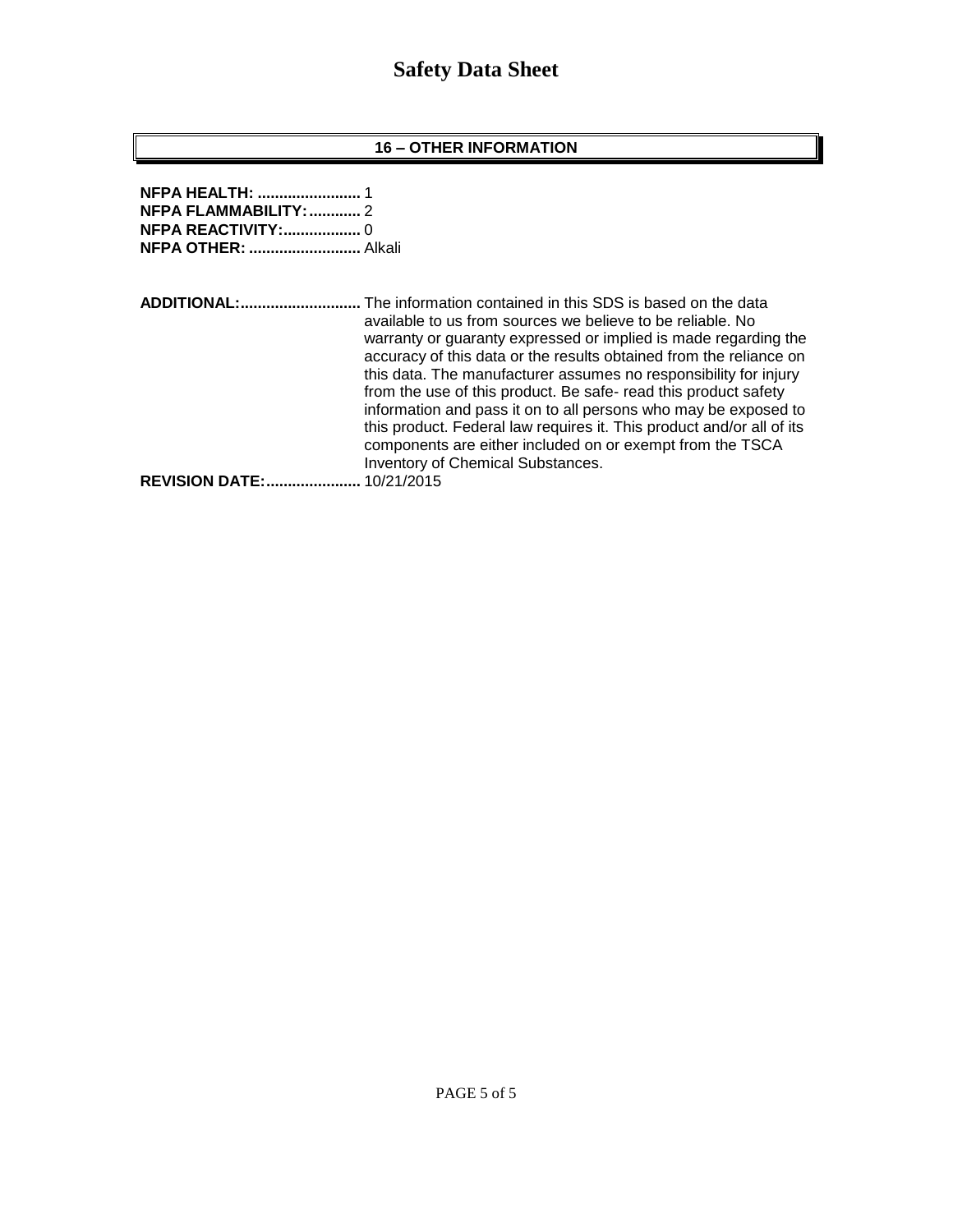# Safety Data Sheet

## 16 – OTHER INFORMATION

**NFPA HEALTH: ........................** 1
**NFPA FLAMMABILITY: ............** 2
**NFPA REACTIVITY: ..................** 0
**NFPA OTHER: ..........................** Alkali

**ADDITIONAL: ............................** The information contained in this SDS is based on the data available to us from sources we believe to be reliable. No warranty or guaranty expressed or implied is made regarding the accuracy of this data or the results obtained from the reliance on this data. The manufacturer assumes no responsibility for injury from the use of this product. Be safe- read this product safety information and pass it on to all persons who may be exposed to this product. Federal law requires it. This product and/or all of its components are either included on or exempt from the TSCA Inventory of Chemical Substances.
**REVISION DATE: ......................** 10/21/2015